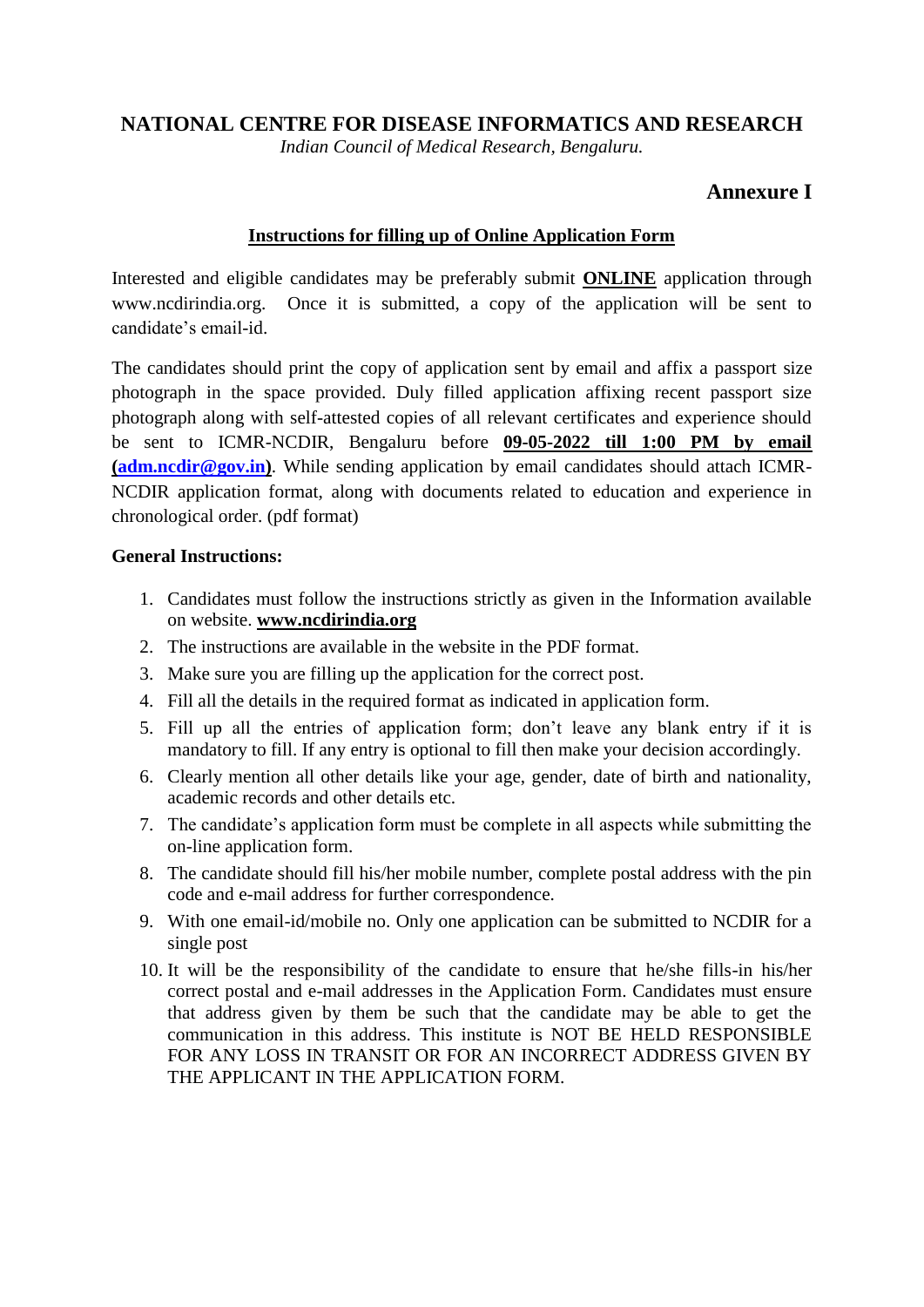# NATIONAL CENTRE FOR DISEASE INFORMATICS AND RESEARCH

*Indian Council of Medical Research, Bengaluru.*

## Annexure I

### Instructions for filling up of Online Application Form

Interested and eligible candidates may be preferably submit **ONLINE** application through www.ncdirindia.org. Once it is submitted, a copy of the application will be sent to candidate's email-id.

The candidates should print the copy of application sent by email and affix a passport size photograph in the space provided. Duly filled application affixing recent passport size photograph along with self-attested copies of all relevant certificates and experience should be sent to ICMR-NCDIR, Bengaluru before **09-05-2022 till 1:00 PM by email (adm.ncdir@gov.in)**. While sending application by email candidates should attach ICMR-NCDIR application format, along with documents related to education and experience in chronological order. (pdf format)

**General Instructions:**

1. Candidates must follow the instructions strictly as given in the Information available on website. **www.ncdirindia.org**
2. The instructions are available in the website in the PDF format.
3. Make sure you are filling up the application for the correct post.
4. Fill all the details in the required format as indicated in application form.
5. Fill up all the entries of application form; don't leave any blank entry if it is mandatory to fill. If any entry is optional to fill then make your decision accordingly.
6. Clearly mention all other details like your age, gender, date of birth and nationality, academic records and other details etc.
7. The candidate's application form must be complete in all aspects while submitting the on-line application form.
8. The candidate should fill his/her mobile number, complete postal address with the pin code and e-mail address for further correspondence.
9. With one email-id/mobile no. Only one application can be submitted to NCDIR for a single post
10. It will be the responsibility of the candidate to ensure that he/she fills-in his/her correct postal and e-mail addresses in the Application Form. Candidates must ensure that address given by them be such that the candidate may be able to get the communication in this address. This institute is NOT BE HELD RESPONSIBLE FOR ANY LOSS IN TRANSIT OR FOR AN INCORRECT ADDRESS GIVEN BY THE APPLICANT IN THE APPLICATION FORM.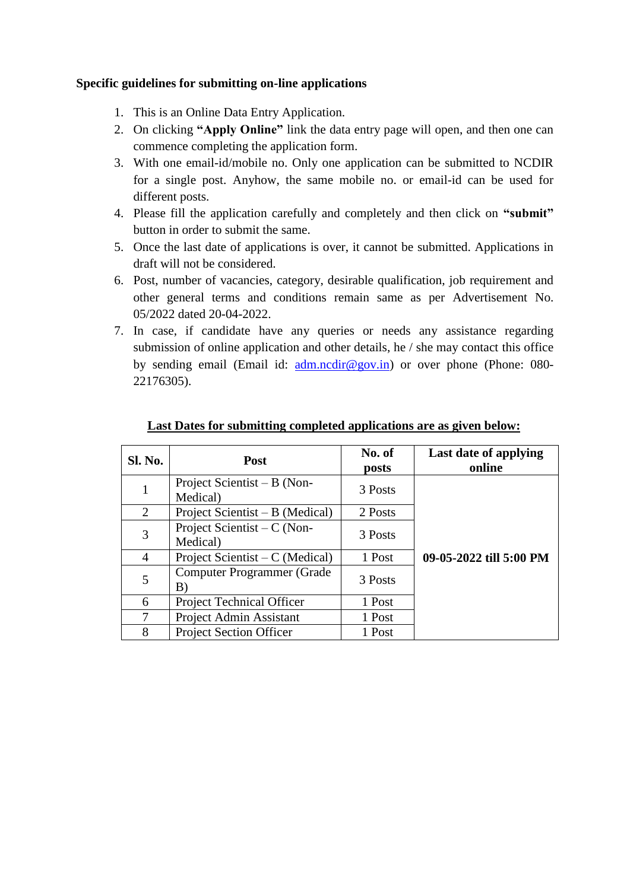**Specific guidelines for submitting on-line applications**

1. This is an Online Data Entry Application.
2. On clicking **"Apply Online"** link the data entry page will open, and then one can commence completing the application form.
3. With one email-id/mobile no. Only one application can be submitted to NCDIR for a single post. Anyhow, the same mobile no. or email-id can be used for different posts.
4. Please fill the application carefully and completely and then click on **"submit"** button in order to submit the same.
5. Once the last date of applications is over, it cannot be submitted. Applications in draft will not be considered.
6. Post, number of vacancies, category, desirable qualification, job requirement and other general terms and conditions remain same as per Advertisement No. 05/2022 dated 20-04-2022.
7. In case, if candidate have any queries or needs any assistance regarding submission of online application and other details, he / she may contact this office by sending email (Email id: adm.ncdir@gov.in) or over phone (Phone: 080-22176305).

**Last Dates for submitting completed applications are as given below:**

| Sl. No. | Post | No. of posts | Last date of applying online |
|---|---|---|---|
| 1 | Project Scientist – B (Non-Medical) | 3 Posts | **09-05-2022 till 5:00 PM** |
| 2 | Project Scientist – B (Medical) | 2 Posts | |
| 3 | Project Scientist – C (Non-Medical) | 3 Posts | |
| 4 | Project Scientist – C (Medical) | 1 Post | |
| 5 | Computer Programmer (Grade B) | 3 Posts | |
| 6 | Project Technical Officer | 1 Post | |
| 7 | Project Admin Assistant | 1 Post | |
| 8 | Project Section Officer | 1 Post | |